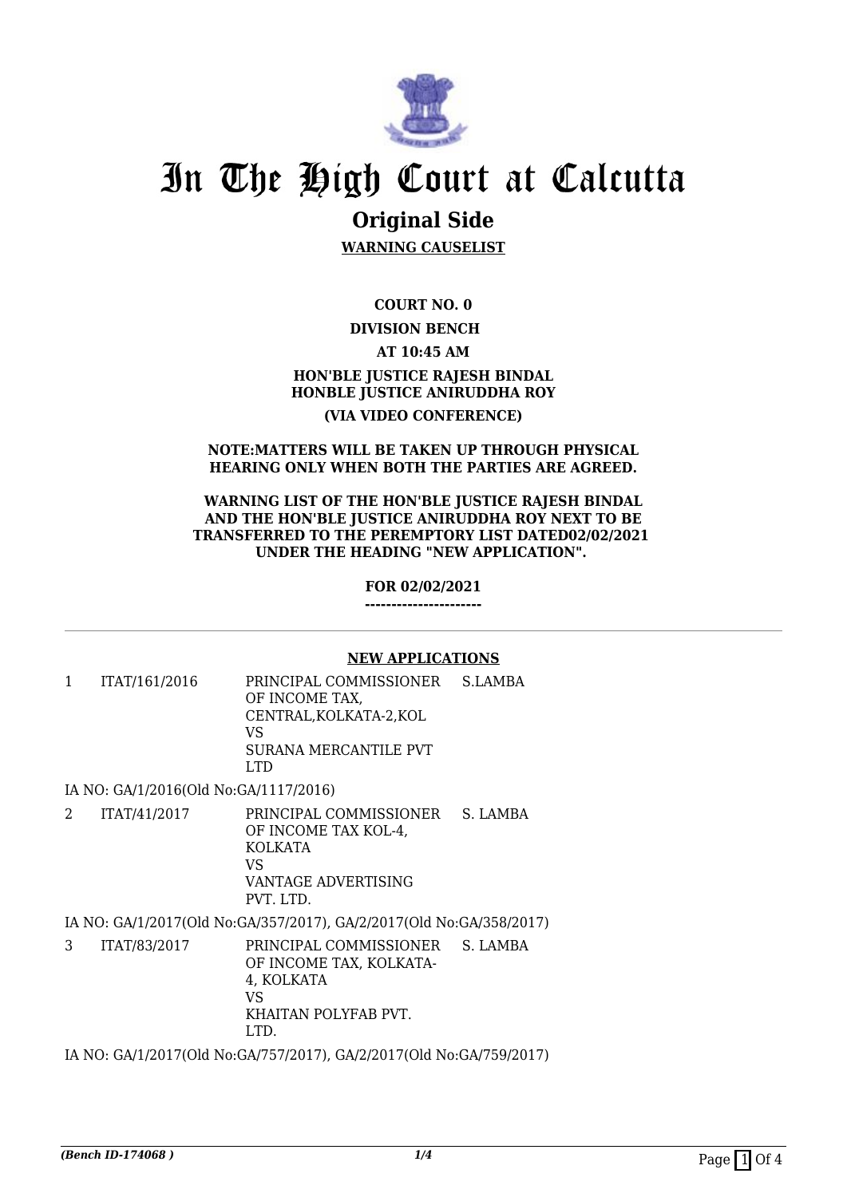# In The High Court at Calcutta

## Original Side

**WARNING CAUSELIST**

**COURT NO. 0**

**DIVISION BENCH**

**AT 10:45 AM**

**HON'BLE JUSTICE RAJESH BINDAL**
**HONBLE JUSTICE ANIRUDDHA ROY**

**(VIA VIDEO CONFERENCE)**

**NOTE:MATTERS WILL BE TAKEN UP THROUGH PHYSICAL HEARING ONLY WHEN BOTH THE PARTIES ARE AGREED.**

**WARNING LIST OF THE HON'BLE JUSTICE RAJESH BINDAL AND THE HON'BLE JUSTICE ANIRUDDHA ROY NEXT TO BE TRANSFERRED TO THE PEREMPTORY LIST DATED02/02/2021 UNDER THE HEADING "NEW APPLICATION".**

**FOR 02/02/2021**
**----------------------**

**NEW APPLICATIONS**

| | | | |
|---|---|---|---|
| 1 | ITAT/161/2016 | PRINCIPAL COMMISSIONER OF INCOME TAX, CENTRAL,KOLKATA-2,KOL<br>VS<br>SURANA MERCANTILE PVT LTD | S.LAMBA |

IA NO: GA/1/2016(Old No:GA/1117/2016)

| | | | |
|---|---|---|---|
| 2 | ITAT/41/2017 | PRINCIPAL COMMISSIONER OF INCOME TAX KOL-4, KOLKATA<br>VS<br>VANTAGE ADVERTISING PVT. LTD. | S. LAMBA |

IA NO: GA/1/2017(Old No:GA/357/2017), GA/2/2017(Old No:GA/358/2017)

| | | | |
|---|---|---|---|
| 3 | ITAT/83/2017 | PRINCIPAL COMMISSIONER OF INCOME TAX, KOLKATA-4, KOLKATA<br>VS<br>KHAITAN POLYFAB PVT. LTD. | S. LAMBA |

IA NO: GA/1/2017(Old No:GA/757/2017), GA/2/2017(Old No:GA/759/2017)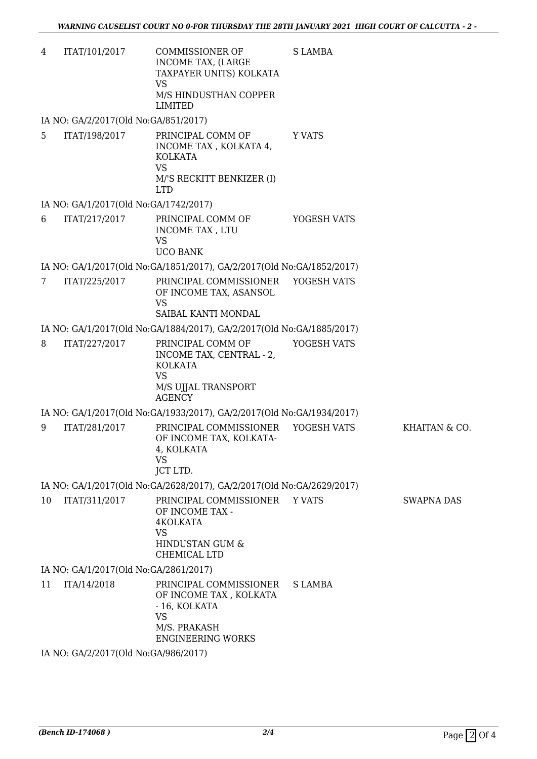| | | | | |
|---|---|---|---|---|
| 4 | ITAT/101/2017 | COMMISSIONER OF INCOME TAX, (LARGE TAXPAYER UNITS) KOLKATA VS M/S HINDUSTHAN COPPER LIMITED | S LAMBA | |

IA NO: GA/2/2017(Old No:GA/851/2017)

| | | | | |
|---|---|---|---|---|
| 5 | ITAT/198/2017 | PRINCIPAL COMM OF INCOME TAX , KOLKATA 4, KOLKATA VS M/'S RECKITT BENKIZER (I) LTD | Y VATS | |

IA NO: GA/1/2017(Old No:GA/1742/2017)

| | | | | |
|---|---|---|---|---|
| 6 | ITAT/217/2017 | PRINCIPAL COMM OF INCOME TAX , LTU VS UCO BANK | YOGESH VATS | |

IA NO: GA/1/2017(Old No:GA/1851/2017), GA/2/2017(Old No:GA/1852/2017)

| | | | | |
|---|---|---|---|---|
| 7 | ITAT/225/2017 | PRINCIPAL COMMISSIONER OF INCOME TAX, ASANSOL VS SAIBAL KANTI MONDAL | YOGESH VATS | |

IA NO: GA/1/2017(Old No:GA/1884/2017), GA/2/2017(Old No:GA/1885/2017)

| | | | | |
|---|---|---|---|---|
| 8 | ITAT/227/2017 | PRINCIPAL COMM OF INCOME TAX, CENTRAL - 2, KOLKATA VS M/S UJJAL TRANSPORT AGENCY | YOGESH VATS | |

IA NO: GA/1/2017(Old No:GA/1933/2017), GA/2/2017(Old No:GA/1934/2017)

| | | | | |
|---|---|---|---|---|
| 9 | ITAT/281/2017 | PRINCIPAL COMMISSIONER OF INCOME TAX, KOLKATA-4, KOLKATA VS JCT LTD. | YOGESH VATS | KHAITAN & CO. |

IA NO: GA/1/2017(Old No:GA/2628/2017), GA/2/2017(Old No:GA/2629/2017)

| | | | | |
|---|---|---|---|---|
| 10 | ITAT/311/2017 | PRINCIPAL COMMISSIONER OF INCOME TAX - 4KOLKATA VS HINDUSTAN GUM & CHEMICAL LTD | Y VATS | SWAPNA DAS |

IA NO: GA/1/2017(Old No:GA/2861/2017)

| | | | | |
|---|---|---|---|---|
| 11 | ITA/14/2018 | PRINCIPAL COMMISSIONER OF INCOME TAX , KOLKATA - 16, KOLKATA VS M/S. PRAKASH ENGINEERING WORKS | S LAMBA | |

IA NO: GA/2/2017(Old No:GA/986/2017)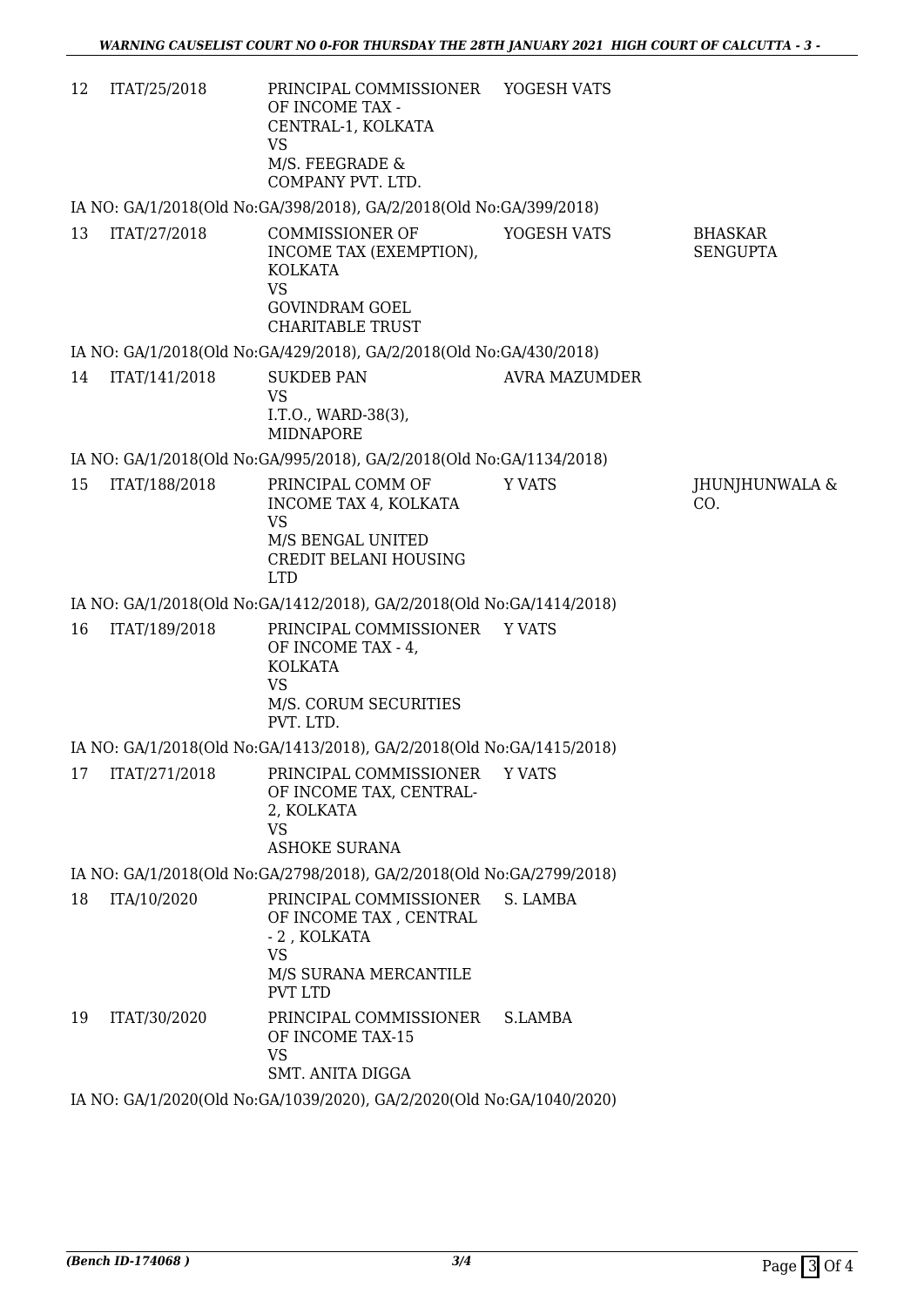| | | | | |
|---|---|---|---|---|
| 12 | ITAT/25/2018 | PRINCIPAL COMMISSIONER OF INCOME TAX - CENTRAL-1, KOLKATA VS M/S. FEEGRADE & COMPANY PVT. LTD. | YOGESH VATS | |
| | IA NO: GA/1/2018(Old No:GA/398/2018), GA/2/2018(Old No:GA/399/2018) | | | |
| 13 | ITAT/27/2018 | COMMISSIONER OF INCOME TAX (EXEMPTION), KOLKATA VS GOVINDRAM GOEL CHARITABLE TRUST | YOGESH VATS | BHASKAR SENGUPTA |
| | IA NO: GA/1/2018(Old No:GA/429/2018), GA/2/2018(Old No:GA/430/2018) | | | |
| 14 | ITAT/141/2018 | SUKDEB PAN VS I.T.O., WARD-38(3), MIDNAPORE | AVRA MAZUMDER | |
| | IA NO: GA/1/2018(Old No:GA/995/2018), GA/2/2018(Old No:GA/1134/2018) | | | |
| 15 | ITAT/188/2018 | PRINCIPAL COMM OF INCOME TAX 4, KOLKATA VS M/S BENGAL UNITED CREDIT BELANI HOUSING LTD | Y VATS | JHUNJHUNWALA & CO. |
| | IA NO: GA/1/2018(Old No:GA/1412/2018), GA/2/2018(Old No:GA/1414/2018) | | | |
| 16 | ITAT/189/2018 | PRINCIPAL COMMISSIONER OF INCOME TAX - 4, KOLKATA VS M/S. CORUM SECURITIES PVT. LTD. | Y VATS | |
| | IA NO: GA/1/2018(Old No:GA/1413/2018), GA/2/2018(Old No:GA/1415/2018) | | | |
| 17 | ITAT/271/2018 | PRINCIPAL COMMISSIONER OF INCOME TAX, CENTRAL-2, KOLKATA VS ASHOKE SURANA | Y VATS | |
| | IA NO: GA/1/2018(Old No:GA/2798/2018), GA/2/2018(Old No:GA/2799/2018) | | | |
| 18 | ITA/10/2020 | PRINCIPAL COMMISSIONER OF INCOME TAX , CENTRAL - 2 , KOLKATA VS M/S SURANA MERCANTILE PVT LTD | S. LAMBA | |
| 19 | ITAT/30/2020 | PRINCIPAL COMMISSIONER OF INCOME TAX-15 VS SMT. ANITA DIGGA | S.LAMBA | |
| | IA NO: GA/1/2020(Old No:GA/1039/2020), GA/2/2020(Old No:GA/1040/2020) | | | |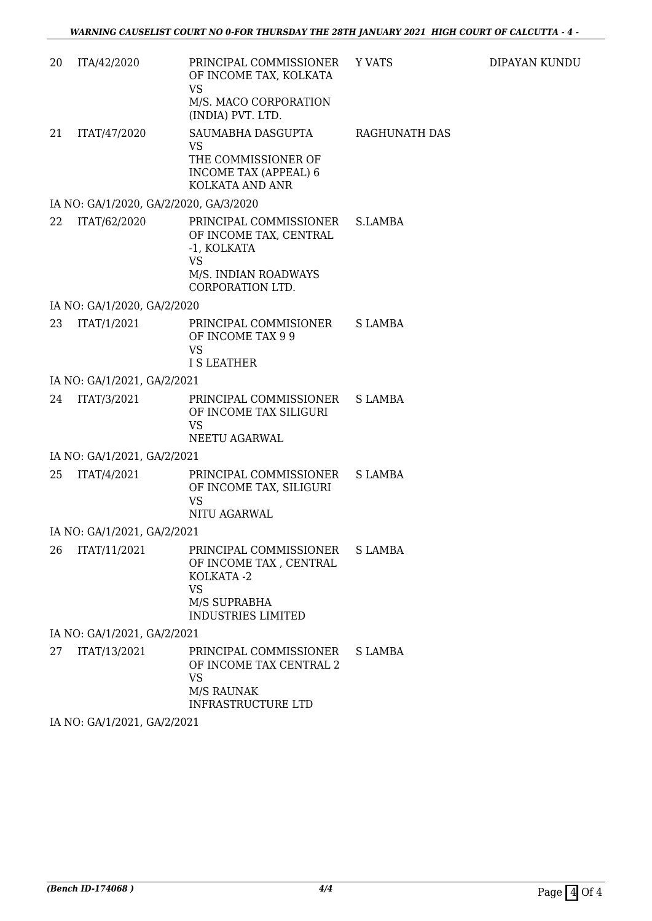| | | | | |
|---|---|---|---|---|
| 20 | ITA/42/2020 | PRINCIPAL COMMISSIONER OF INCOME TAX, KOLKATA<br>VS<br>M/S. MACO CORPORATION (INDIA) PVT. LTD. | Y VATS | DIPAYAN KUNDU |
| 21 | ITAT/47/2020 | SAUMABHA DASGUPTA<br>VS<br>THE COMMISSIONER OF INCOME TAX (APPEAL) 6 KOLKATA AND ANR | RAGHUNATH DAS | |
| | IA NO: GA/1/2020, GA/2/2020, GA/3/2020 | | | |
| 22 | ITAT/62/2020 | PRINCIPAL COMMISSIONER OF INCOME TAX, CENTRAL -1, KOLKATA<br>VS<br>M/S. INDIAN ROADWAYS CORPORATION LTD. | S.LAMBA | |
| | IA NO: GA/1/2020, GA/2/2020 | | | |
| 23 | ITAT/1/2021 | PRINCIPAL COMMISIONER OF INCOME TAX 9 9<br>VS<br>I S LEATHER | S LAMBA | |
| | IA NO: GA/1/2021, GA/2/2021 | | | |
| 24 | ITAT/3/2021 | PRINCIPAL COMMISSIONER OF INCOME TAX SILIGURI<br>VS<br>NEETU AGARWAL | S LAMBA | |
| | IA NO: GA/1/2021, GA/2/2021 | | | |
| 25 | ITAT/4/2021 | PRINCIPAL COMMISSIONER OF INCOME TAX, SILIGURI<br>VS<br>NITU AGARWAL | S LAMBA | |
| | IA NO: GA/1/2021, GA/2/2021 | | | |
| 26 | ITAT/11/2021 | PRINCIPAL COMMISSIONER OF INCOME TAX , CENTRAL KOLKATA -2<br>VS<br>M/S SUPRABHA INDUSTRIES LIMITED | S LAMBA | |
| | IA NO: GA/1/2021, GA/2/2021 | | | |
| 27 | ITAT/13/2021 | PRINCIPAL COMMISSIONER OF INCOME TAX CENTRAL 2<br>VS<br>M/S RAUNAK INFRASTRUCTURE LTD | S LAMBA | |
| | IA NO: GA/1/2021, GA/2/2021 | | | |

*(Bench ID-174068 )*